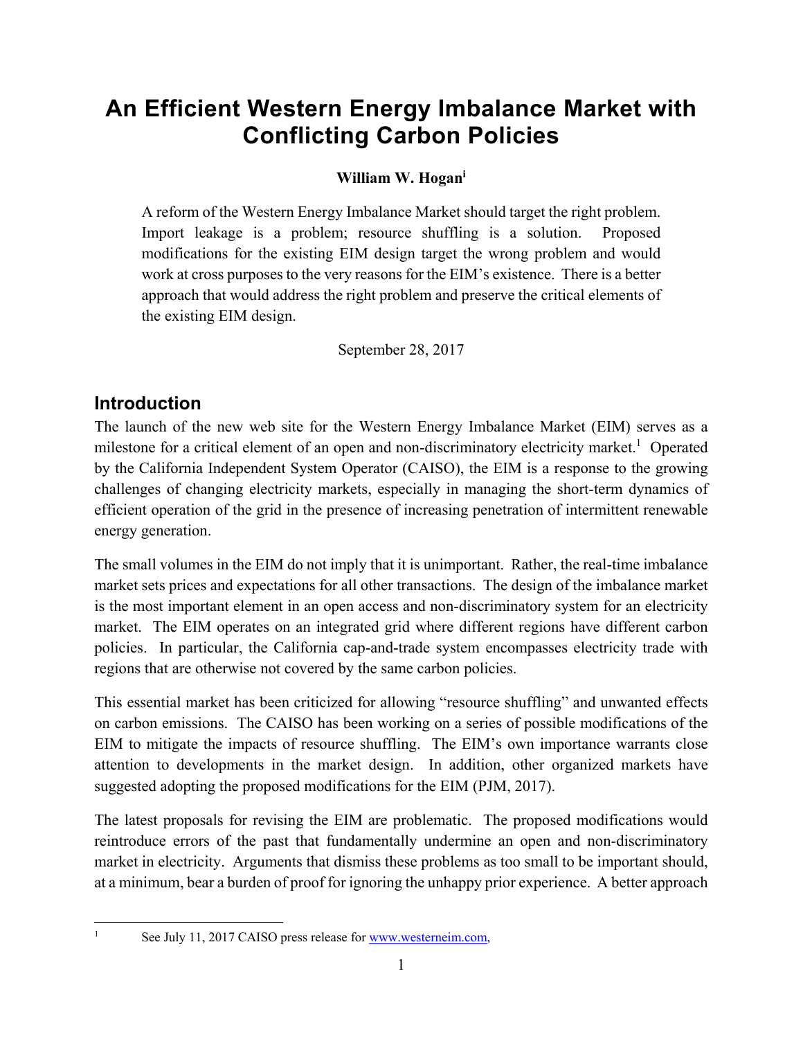# An Efficient Western Energy Imbalance Market with Conflicting Carbon Policies

**William W. Hogan**[i]

A reform of the Western Energy Imbalance Market should target the right problem. Import leakage is a problem; resource shuffling is a solution. Proposed modifications for the existing EIM design target the wrong problem and would work at cross purposes to the very reasons for the EIM's existence. There is a better approach that would address the right problem and preserve the critical elements of the existing EIM design.

September 28, 2017

## Introduction

The launch of the new web site for the Western Energy Imbalance Market (EIM) serves as a milestone for a critical element of an open and non-discriminatory electricity market.[1] Operated by the California Independent System Operator (CAISO), the EIM is a response to the growing challenges of changing electricity markets, especially in managing the short-term dynamics of efficient operation of the grid in the presence of increasing penetration of intermittent renewable energy generation.

The small volumes in the EIM do not imply that it is unimportant. Rather, the real-time imbalance market sets prices and expectations for all other transactions. The design of the imbalance market is the most important element in an open access and non-discriminatory system for an electricity market. The EIM operates on an integrated grid where different regions have different carbon policies. In particular, the California cap-and-trade system encompasses electricity trade with regions that are otherwise not covered by the same carbon policies.

This essential market has been criticized for allowing "resource shuffling" and unwanted effects on carbon emissions. The CAISO has been working on a series of possible modifications of the EIM to mitigate the impacts of resource shuffling. The EIM's own importance warrants close attention to developments in the market design. In addition, other organized markets have suggested adopting the proposed modifications for the EIM (PJM, 2017).

The latest proposals for revising the EIM are problematic. The proposed modifications would reintroduce errors of the past that fundamentally undermine an open and non-discriminatory market in electricity. Arguments that dismiss these problems as too small to be important should, at a minimum, bear a burden of proof for ignoring the unhappy prior experience. A better approach

[1] See July 11, 2017 CAISO press release for www.westerneim.com,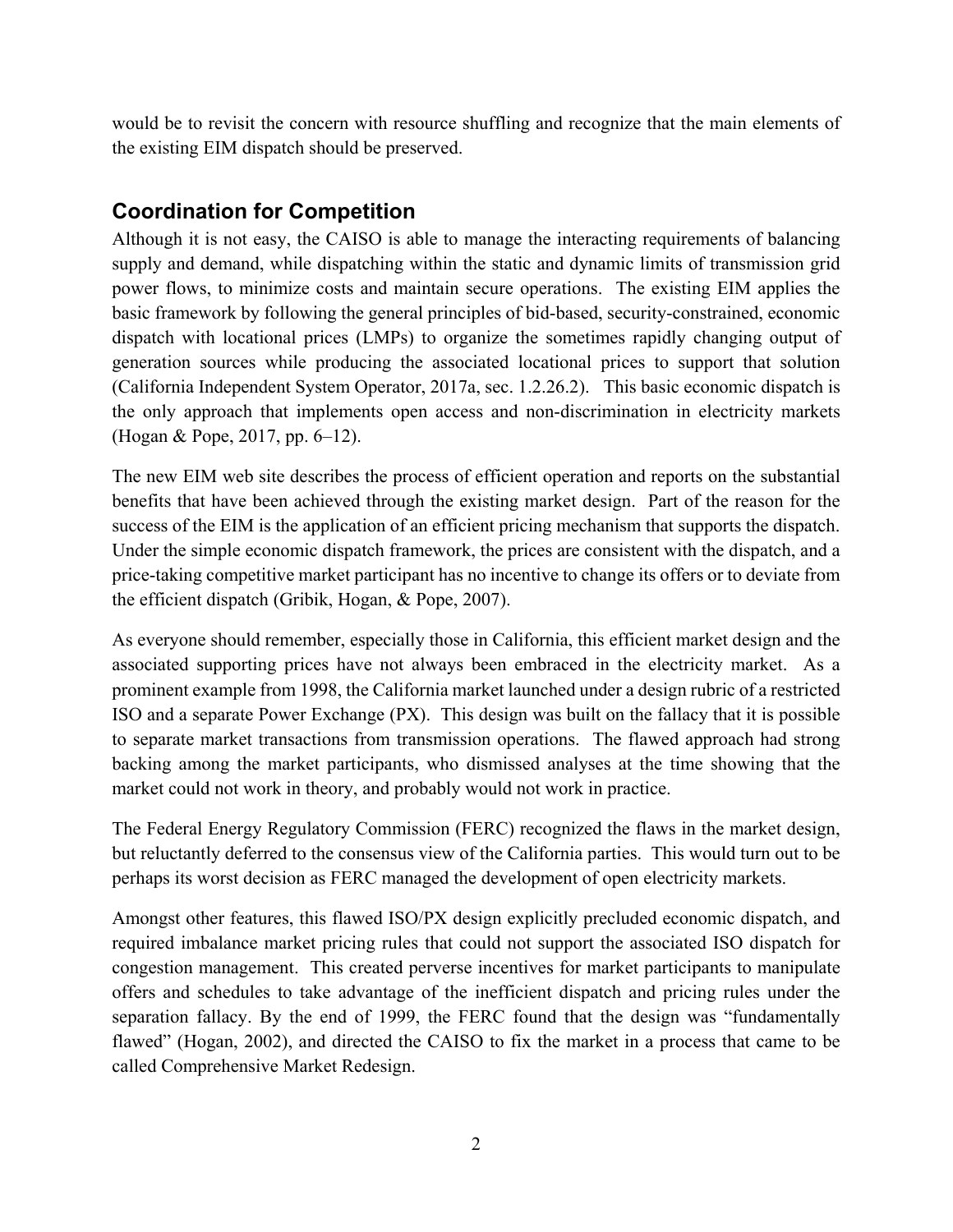would be to revisit the concern with resource shuffling and recognize that the main elements of the existing EIM dispatch should be preserved.

## Coordination for Competition

Although it is not easy, the CAISO is able to manage the interacting requirements of balancing supply and demand, while dispatching within the static and dynamic limits of transmission grid power flows, to minimize costs and maintain secure operations. The existing EIM applies the basic framework by following the general principles of bid-based, security-constrained, economic dispatch with locational prices (LMPs) to organize the sometimes rapidly changing output of generation sources while producing the associated locational prices to support that solution (California Independent System Operator, 2017a, sec. 1.2.26.2). This basic economic dispatch is the only approach that implements open access and non-discrimination in electricity markets (Hogan & Pope, 2017, pp. 6–12).

The new EIM web site describes the process of efficient operation and reports on the substantial benefits that have been achieved through the existing market design. Part of the reason for the success of the EIM is the application of an efficient pricing mechanism that supports the dispatch. Under the simple economic dispatch framework, the prices are consistent with the dispatch, and a price-taking competitive market participant has no incentive to change its offers or to deviate from the efficient dispatch (Gribik, Hogan, & Pope, 2007).

As everyone should remember, especially those in California, this efficient market design and the associated supporting prices have not always been embraced in the electricity market. As a prominent example from 1998, the California market launched under a design rubric of a restricted ISO and a separate Power Exchange (PX). This design was built on the fallacy that it is possible to separate market transactions from transmission operations. The flawed approach had strong backing among the market participants, who dismissed analyses at the time showing that the market could not work in theory, and probably would not work in practice.

The Federal Energy Regulatory Commission (FERC) recognized the flaws in the market design, but reluctantly deferred to the consensus view of the California parties. This would turn out to be perhaps its worst decision as FERC managed the development of open electricity markets.

Amongst other features, this flawed ISO/PX design explicitly precluded economic dispatch, and required imbalance market pricing rules that could not support the associated ISO dispatch for congestion management. This created perverse incentives for market participants to manipulate offers and schedules to take advantage of the inefficient dispatch and pricing rules under the separation fallacy. By the end of 1999, the FERC found that the design was "fundamentally flawed" (Hogan, 2002), and directed the CAISO to fix the market in a process that came to be called Comprehensive Market Redesign.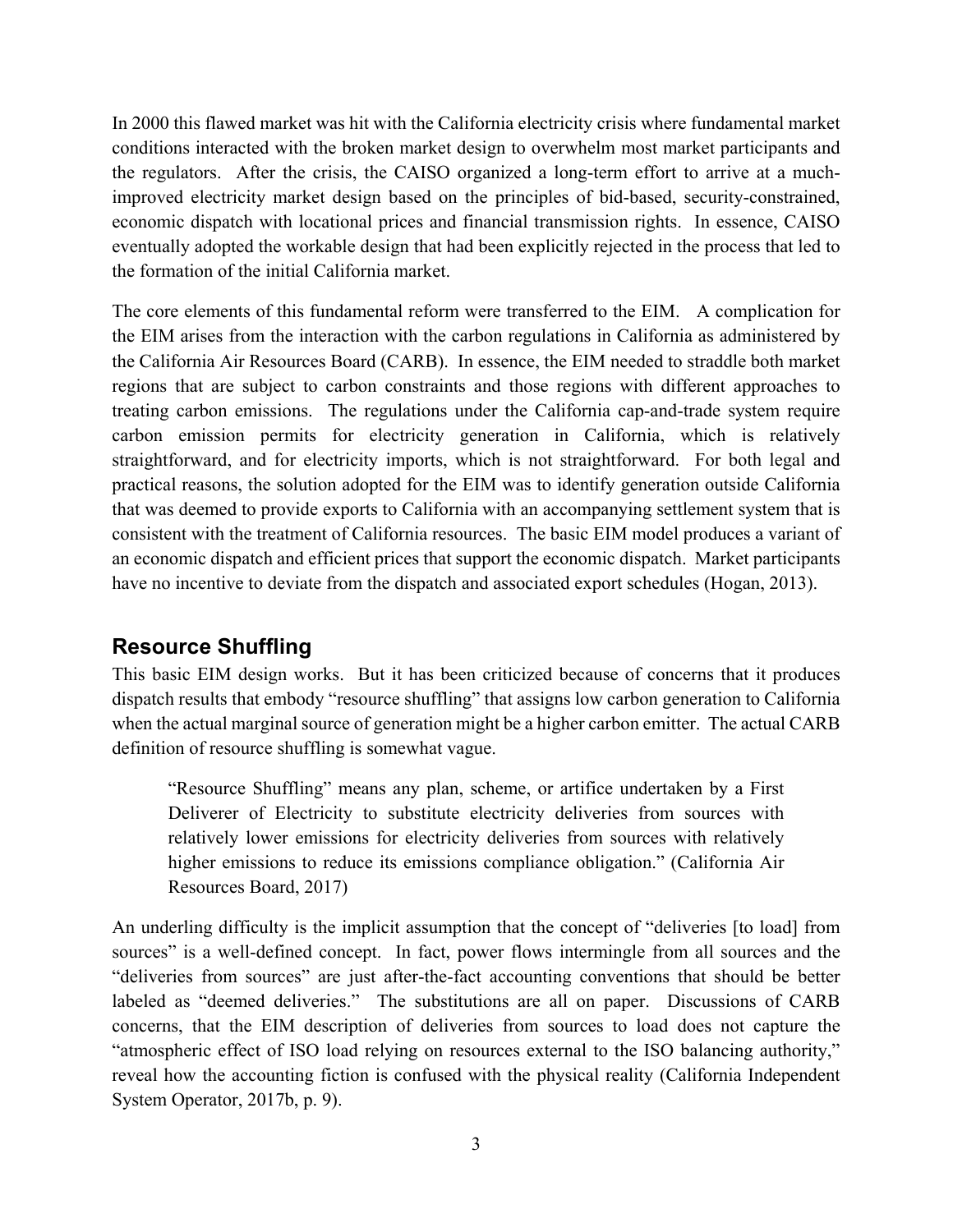In 2000 this flawed market was hit with the California electricity crisis where fundamental market conditions interacted with the broken market design to overwhelm most market participants and the regulators. After the crisis, the CAISO organized a long-term effort to arrive at a much-improved electricity market design based on the principles of bid-based, security-constrained, economic dispatch with locational prices and financial transmission rights. In essence, CAISO eventually adopted the workable design that had been explicitly rejected in the process that led to the formation of the initial California market.

The core elements of this fundamental reform were transferred to the EIM. A complication for the EIM arises from the interaction with the carbon regulations in California as administered by the California Air Resources Board (CARB). In essence, the EIM needed to straddle both market regions that are subject to carbon constraints and those regions with different approaches to treating carbon emissions. The regulations under the California cap-and-trade system require carbon emission permits for electricity generation in California, which is relatively straightforward, and for electricity imports, which is not straightforward. For both legal and practical reasons, the solution adopted for the EIM was to identify generation outside California that was deemed to provide exports to California with an accompanying settlement system that is consistent with the treatment of California resources. The basic EIM model produces a variant of an economic dispatch and efficient prices that support the economic dispatch. Market participants have no incentive to deviate from the dispatch and associated export schedules (Hogan, 2013).

## Resource Shuffling

This basic EIM design works. But it has been criticized because of concerns that it produces dispatch results that embody "resource shuffling" that assigns low carbon generation to California when the actual marginal source of generation might be a higher carbon emitter. The actual CARB definition of resource shuffling is somewhat vague.

> "Resource Shuffling" means any plan, scheme, or artifice undertaken by a First Deliverer of Electricity to substitute electricity deliveries from sources with relatively lower emissions for electricity deliveries from sources with relatively higher emissions to reduce its emissions compliance obligation." (California Air Resources Board, 2017)

An underling difficulty is the implicit assumption that the concept of "deliveries [to load] from sources" is a well-defined concept. In fact, power flows intermingle from all sources and the "deliveries from sources" are just after-the-fact accounting conventions that should be better labeled as "deemed deliveries." The substitutions are all on paper. Discussions of CARB concerns, that the EIM description of deliveries from sources to load does not capture the "atmospheric effect of ISO load relying on resources external to the ISO balancing authority," reveal how the accounting fiction is confused with the physical reality (California Independent System Operator, 2017b, p. 9).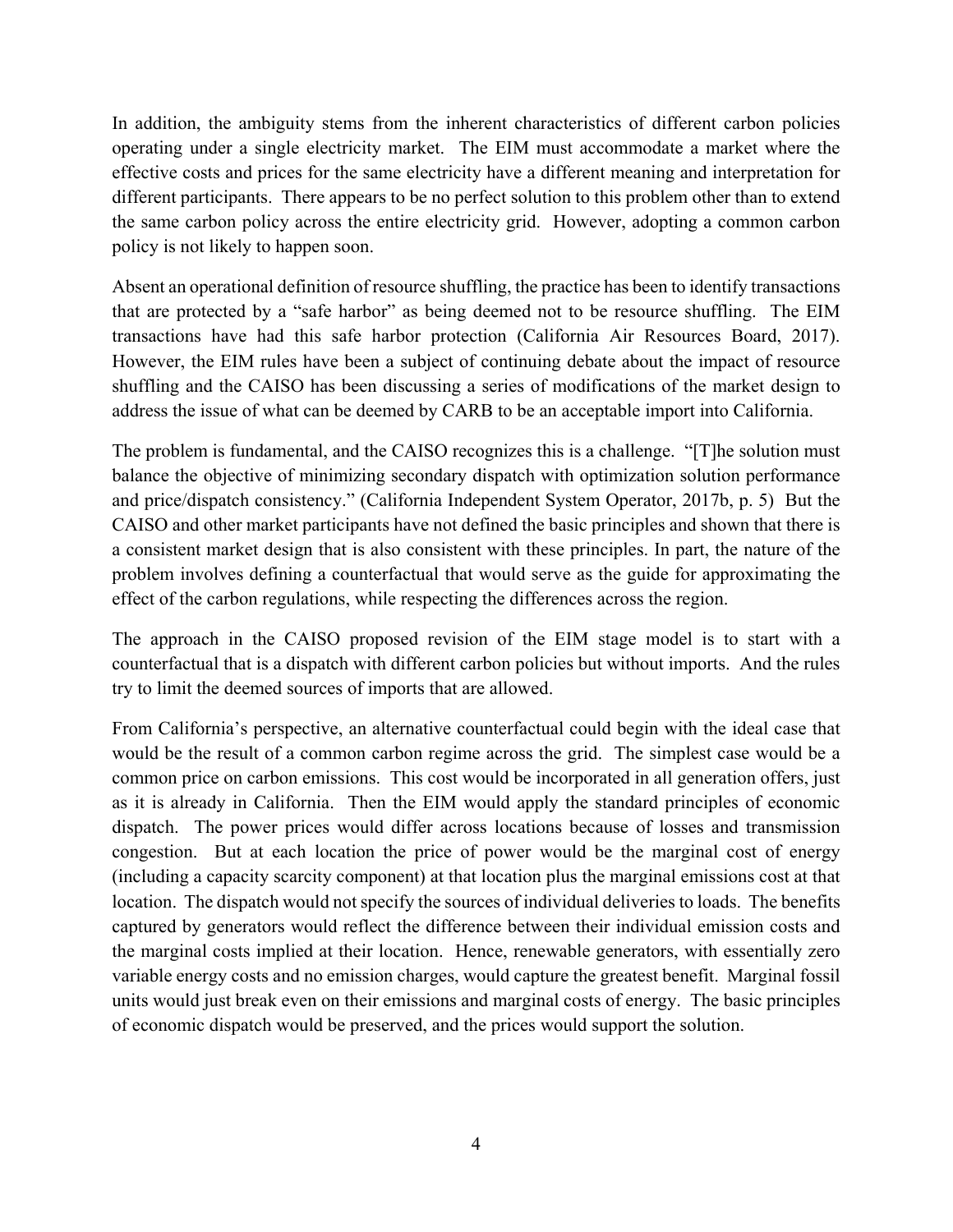In addition, the ambiguity stems from the inherent characteristics of different carbon policies operating under a single electricity market. The EIM must accommodate a market where the effective costs and prices for the same electricity have a different meaning and interpretation for different participants. There appears to be no perfect solution to this problem other than to extend the same carbon policy across the entire electricity grid. However, adopting a common carbon policy is not likely to happen soon.

Absent an operational definition of resource shuffling, the practice has been to identify transactions that are protected by a "safe harbor" as being deemed not to be resource shuffling. The EIM transactions have had this safe harbor protection (California Air Resources Board, 2017). However, the EIM rules have been a subject of continuing debate about the impact of resource shuffling and the CAISO has been discussing a series of modifications of the market design to address the issue of what can be deemed by CARB to be an acceptable import into California.

The problem is fundamental, and the CAISO recognizes this is a challenge. "[T]he solution must balance the objective of minimizing secondary dispatch with optimization solution performance and price/dispatch consistency." (California Independent System Operator, 2017b, p. 5) But the CAISO and other market participants have not defined the basic principles and shown that there is a consistent market design that is also consistent with these principles. In part, the nature of the problem involves defining a counterfactual that would serve as the guide for approximating the effect of the carbon regulations, while respecting the differences across the region.

The approach in the CAISO proposed revision of the EIM stage model is to start with a counterfactual that is a dispatch with different carbon policies but without imports. And the rules try to limit the deemed sources of imports that are allowed.

From California's perspective, an alternative counterfactual could begin with the ideal case that would be the result of a common carbon regime across the grid. The simplest case would be a common price on carbon emissions. This cost would be incorporated in all generation offers, just as it is already in California. Then the EIM would apply the standard principles of economic dispatch. The power prices would differ across locations because of losses and transmission congestion. But at each location the price of power would be the marginal cost of energy (including a capacity scarcity component) at that location plus the marginal emissions cost at that location. The dispatch would not specify the sources of individual deliveries to loads. The benefits captured by generators would reflect the difference between their individual emission costs and the marginal costs implied at their location. Hence, renewable generators, with essentially zero variable energy costs and no emission charges, would capture the greatest benefit. Marginal fossil units would just break even on their emissions and marginal costs of energy. The basic principles of economic dispatch would be preserved, and the prices would support the solution.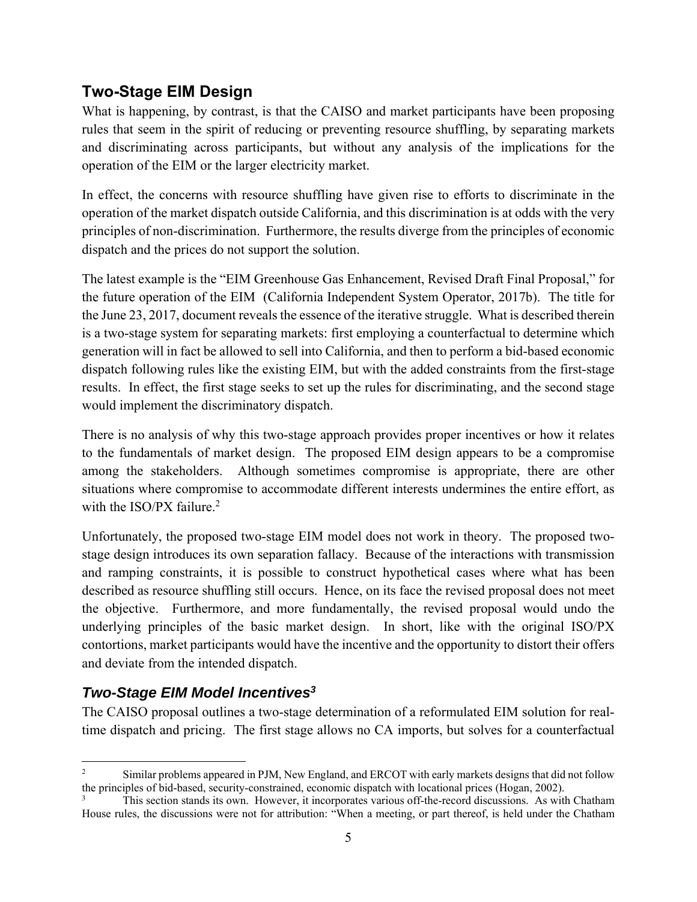## Two-Stage EIM Design

What is happening, by contrast, is that the CAISO and market participants have been proposing rules that seem in the spirit of reducing or preventing resource shuffling, by separating markets and discriminating across participants, but without any analysis of the implications for the operation of the EIM or the larger electricity market.

In effect, the concerns with resource shuffling have given rise to efforts to discriminate in the operation of the market dispatch outside California, and this discrimination is at odds with the very principles of non-discrimination. Furthermore, the results diverge from the principles of economic dispatch and the prices do not support the solution.

The latest example is the "EIM Greenhouse Gas Enhancement, Revised Draft Final Proposal," for the future operation of the EIM (California Independent System Operator, 2017b). The title for the June 23, 2017, document reveals the essence of the iterative struggle. What is described therein is a two-stage system for separating markets: first employing a counterfactual to determine which generation will in fact be allowed to sell into California, and then to perform a bid-based economic dispatch following rules like the existing EIM, but with the added constraints from the first-stage results. In effect, the first stage seeks to set up the rules for discriminating, and the second stage would implement the discriminatory dispatch.

There is no analysis of why this two-stage approach provides proper incentives or how it relates to the fundamentals of market design. The proposed EIM design appears to be a compromise among the stakeholders. Although sometimes compromise is appropriate, there are other situations where compromise to accommodate different interests undermines the entire effort, as with the ISO/PX failure.[2]

Unfortunately, the proposed two-stage EIM model does not work in theory. The proposed two-stage design introduces its own separation fallacy. Because of the interactions with transmission and ramping constraints, it is possible to construct hypothetical cases where what has been described as resource shuffling still occurs. Hence, on its face the revised proposal does not meet the objective. Furthermore, and more fundamentally, the revised proposal would undo the underlying principles of the basic market design. In short, like with the original ISO/PX contortions, market participants would have the incentive and the opportunity to distort their offers and deviate from the intended dispatch.

### *Two-Stage EIM Model Incentives*[3]

The CAISO proposal outlines a two-stage determination of a reformulated EIM solution for real-time dispatch and pricing. The first stage allows no CA imports, but solves for a counterfactual

---

[2] Similar problems appeared in PJM, New England, and ERCOT with early markets designs that did not follow the principles of bid-based, security-constrained, economic dispatch with locational prices (Hogan, 2002).

[3] This section stands its own. However, it incorporates various off-the-record discussions. As with Chatham House rules, the discussions were not for attribution: "When a meeting, or part thereof, is held under the Chatham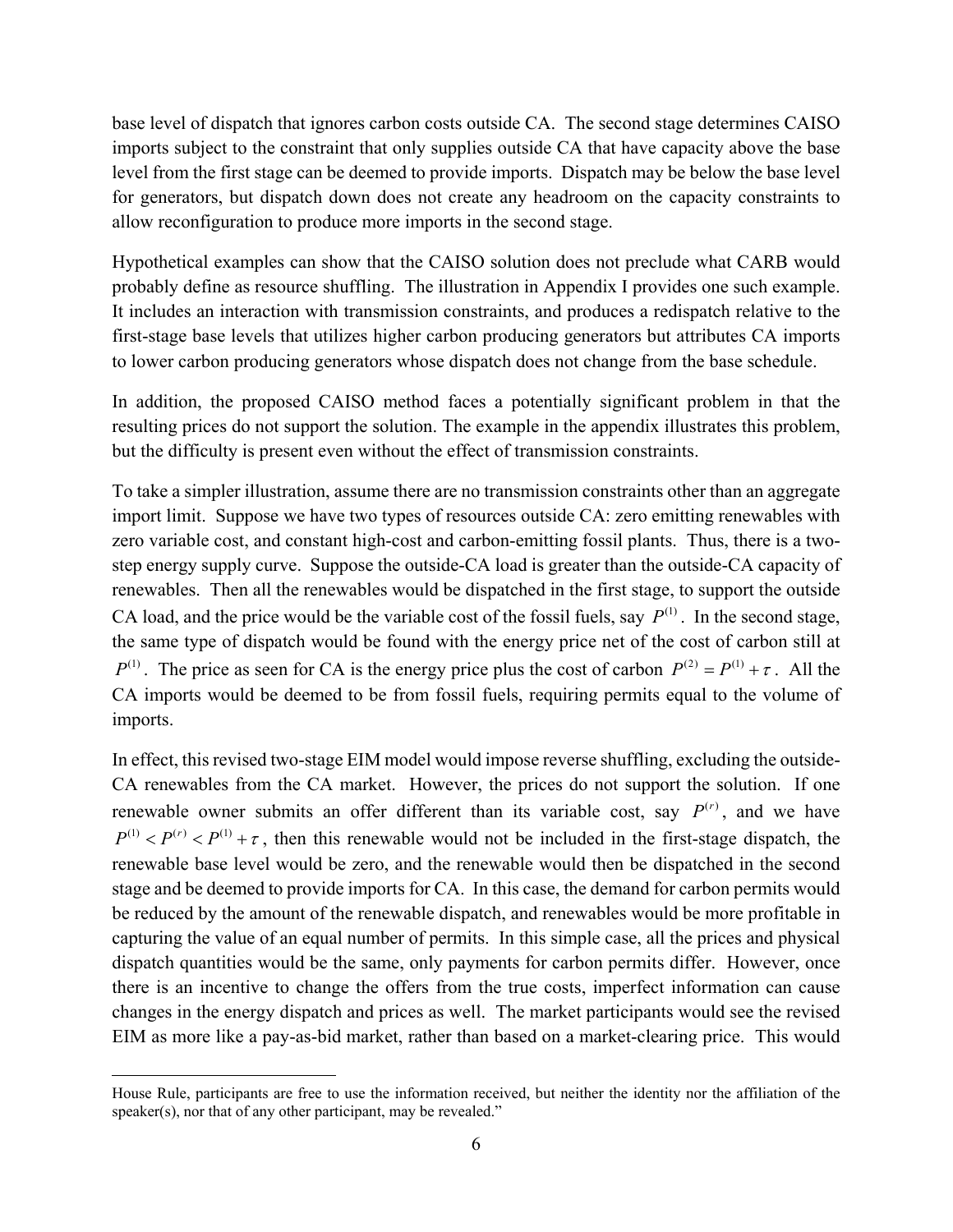base level of dispatch that ignores carbon costs outside CA. The second stage determines CAISO imports subject to the constraint that only supplies outside CA that have capacity above the base level from the first stage can be deemed to provide imports. Dispatch may be below the base level for generators, but dispatch down does not create any headroom on the capacity constraints to allow reconfiguration to produce more imports in the second stage.

Hypothetical examples can show that the CAISO solution does not preclude what CARB would probably define as resource shuffling. The illustration in Appendix I provides one such example. It includes an interaction with transmission constraints, and produces a redispatch relative to the first-stage base levels that utilizes higher carbon producing generators but attributes CA imports to lower carbon producing generators whose dispatch does not change from the base schedule.

In addition, the proposed CAISO method faces a potentially significant problem in that the resulting prices do not support the solution. The example in the appendix illustrates this problem, but the difficulty is present even without the effect of transmission constraints.

To take a simpler illustration, assume there are no transmission constraints other than an aggregate import limit. Suppose we have two types of resources outside CA: zero emitting renewables with zero variable cost, and constant high-cost and carbon-emitting fossil plants. Thus, there is a two-step energy supply curve. Suppose the outside-CA load is greater than the outside-CA capacity of renewables. Then all the renewables would be dispatched in the first stage, to support the outside CA load, and the price would be the variable cost of the fossil fuels, say $P^{(1)}$. In the second stage, the same type of dispatch would be found with the energy price net of the cost of carbon still at $P^{(1)}$. The price as seen for CA is the energy price plus the cost of carbon $P^{(2)} = P^{(1)} + \tau$. All the CA imports would be deemed to be from fossil fuels, requiring permits equal to the volume of imports.

In effect, this revised two-stage EIM model would impose reverse shuffling, excluding the outside-CA renewables from the CA market. However, the prices do not support the solution. If one renewable owner submits an offer different than its variable cost, say $P^{(r)}$, and we have $P^{(1)} < P^{(r)} < P^{(1)} + \tau$, then this renewable would not be included in the first-stage dispatch, the renewable base level would be zero, and the renewable would then be dispatched in the second stage and be deemed to provide imports for CA. In this case, the demand for carbon permits would be reduced by the amount of the renewable dispatch, and renewables would be more profitable in capturing the value of an equal number of permits. In this simple case, all the prices and physical dispatch quantities would be the same, only payments for carbon permits differ. However, once there is an incentive to change the offers from the true costs, imperfect information can cause changes in the energy dispatch and prices as well. The market participants would see the revised EIM as more like a pay-as-bid market, rather than based on a market-clearing price. This would

House Rule, participants are free to use the information received, but neither the identity nor the affiliation of the speaker(s), nor that of any other participant, may be revealed."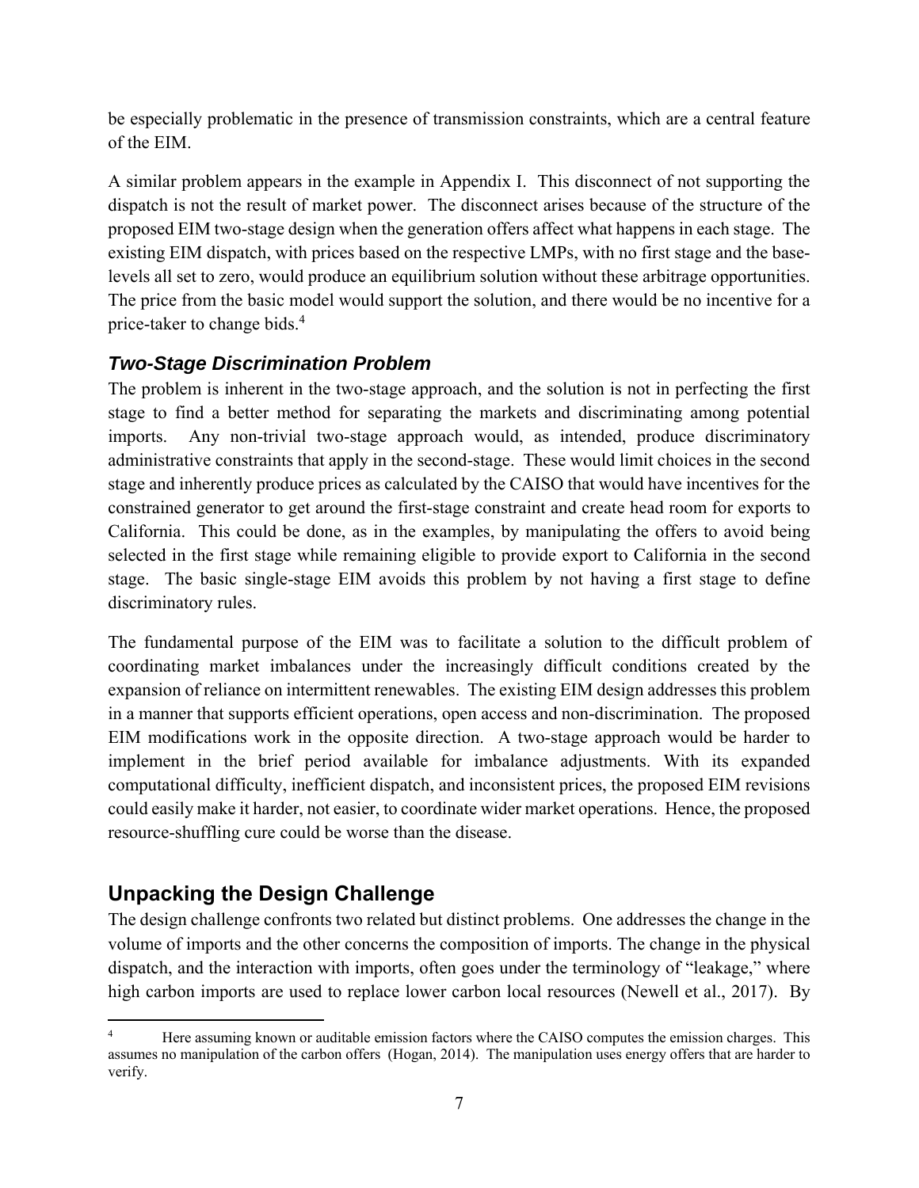be especially problematic in the presence of transmission constraints, which are a central feature of the EIM.

A similar problem appears in the example in Appendix I. This disconnect of not supporting the dispatch is not the result of market power. The disconnect arises because of the structure of the proposed EIM two-stage design when the generation offers affect what happens in each stage. The existing EIM dispatch, with prices based on the respective LMPs, with no first stage and the base-levels all set to zero, would produce an equilibrium solution without these arbitrage opportunities. The price from the basic model would support the solution, and there would be no incentive for a price-taker to change bids.[4]

### *Two-Stage Discrimination Problem*

The problem is inherent in the two-stage approach, and the solution is not in perfecting the first stage to find a better method for separating the markets and discriminating among potential imports. Any non-trivial two-stage approach would, as intended, produce discriminatory administrative constraints that apply in the second-stage. These would limit choices in the second stage and inherently produce prices as calculated by the CAISO that would have incentives for the constrained generator to get around the first-stage constraint and create head room for exports to California. This could be done, as in the examples, by manipulating the offers to avoid being selected in the first stage while remaining eligible to provide export to California in the second stage. The basic single-stage EIM avoids this problem by not having a first stage to define discriminatory rules.

The fundamental purpose of the EIM was to facilitate a solution to the difficult problem of coordinating market imbalances under the increasingly difficult conditions created by the expansion of reliance on intermittent renewables. The existing EIM design addresses this problem in a manner that supports efficient operations, open access and non-discrimination. The proposed EIM modifications work in the opposite direction. A two-stage approach would be harder to implement in the brief period available for imbalance adjustments. With its expanded computational difficulty, inefficient dispatch, and inconsistent prices, the proposed EIM revisions could easily make it harder, not easier, to coordinate wider market operations. Hence, the proposed resource-shuffling cure could be worse than the disease.

## Unpacking the Design Challenge

The design challenge confronts two related but distinct problems. One addresses the change in the volume of imports and the other concerns the composition of imports. The change in the physical dispatch, and the interaction with imports, often goes under the terminology of "leakage," where high carbon imports are used to replace lower carbon local resources (Newell et al., 2017). By

---

[4] Here assuming known or auditable emission factors where the CAISO computes the emission charges. This assumes no manipulation of the carbon offers (Hogan, 2014). The manipulation uses energy offers that are harder to verify.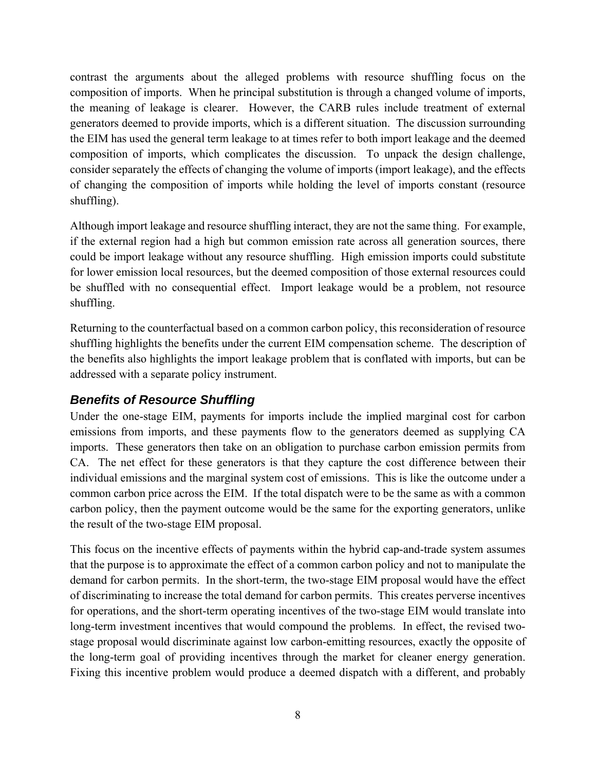contrast the arguments about the alleged problems with resource shuffling focus on the composition of imports. When he principal substitution is through a changed volume of imports, the meaning of leakage is clearer. However, the CARB rules include treatment of external generators deemed to provide imports, which is a different situation. The discussion surrounding the EIM has used the general term leakage to at times refer to both import leakage and the deemed composition of imports, which complicates the discussion. To unpack the design challenge, consider separately the effects of changing the volume of imports (import leakage), and the effects of changing the composition of imports while holding the level of imports constant (resource shuffling).

Although import leakage and resource shuffling interact, they are not the same thing. For example, if the external region had a high but common emission rate across all generation sources, there could be import leakage without any resource shuffling. High emission imports could substitute for lower emission local resources, but the deemed composition of those external resources could be shuffled with no consequential effect. Import leakage would be a problem, not resource shuffling.

Returning to the counterfactual based on a common carbon policy, this reconsideration of resource shuffling highlights the benefits under the current EIM compensation scheme. The description of the benefits also highlights the import leakage problem that is conflated with imports, but can be addressed with a separate policy instrument.

### *Benefits of Resource Shuffling*

Under the one-stage EIM, payments for imports include the implied marginal cost for carbon emissions from imports, and these payments flow to the generators deemed as supplying CA imports. These generators then take on an obligation to purchase carbon emission permits from CA. The net effect for these generators is that they capture the cost difference between their individual emissions and the marginal system cost of emissions. This is like the outcome under a common carbon price across the EIM. If the total dispatch were to be the same as with a common carbon policy, then the payment outcome would be the same for the exporting generators, unlike the result of the two-stage EIM proposal.

This focus on the incentive effects of payments within the hybrid cap-and-trade system assumes that the purpose is to approximate the effect of a common carbon policy and not to manipulate the demand for carbon permits. In the short-term, the two-stage EIM proposal would have the effect of discriminating to increase the total demand for carbon permits. This creates perverse incentives for operations, and the short-term operating incentives of the two-stage EIM would translate into long-term investment incentives that would compound the problems. In effect, the revised two-stage proposal would discriminate against low carbon-emitting resources, exactly the opposite of the long-term goal of providing incentives through the market for cleaner energy generation. Fixing this incentive problem would produce a deemed dispatch with a different, and probably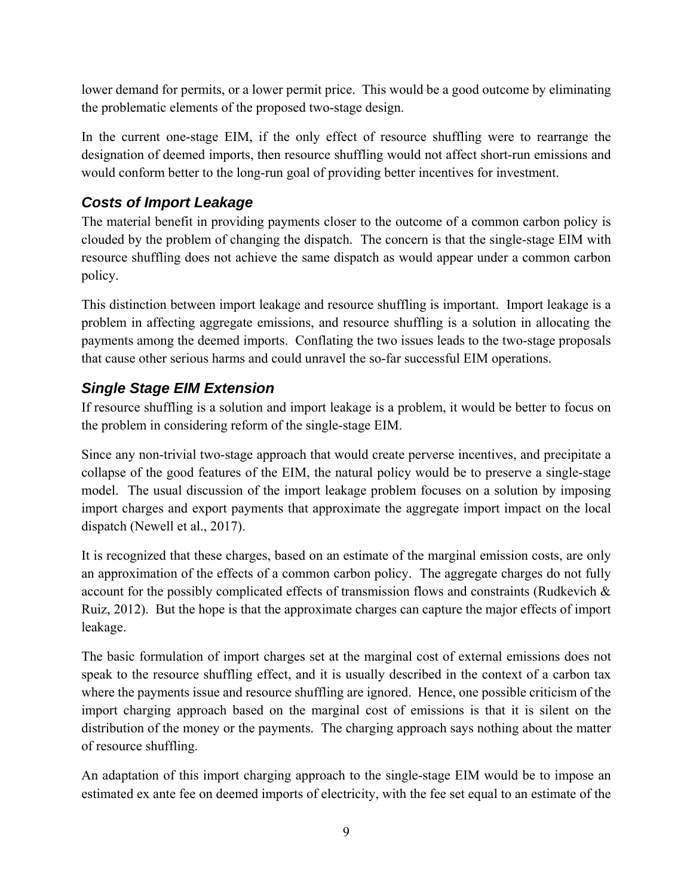lower demand for permits, or a lower permit price. This would be a good outcome by eliminating the problematic elements of the proposed two-stage design.

In the current one-stage EIM, if the only effect of resource shuffling were to rearrange the designation of deemed imports, then resource shuffling would not affect short-run emissions and would conform better to the long-run goal of providing better incentives for investment.

### *Costs of Import Leakage*

The material benefit in providing payments closer to the outcome of a common carbon policy is clouded by the problem of changing the dispatch. The concern is that the single-stage EIM with resource shuffling does not achieve the same dispatch as would appear under a common carbon policy.

This distinction between import leakage and resource shuffling is important. Import leakage is a problem in affecting aggregate emissions, and resource shuffling is a solution in allocating the payments among the deemed imports. Conflating the two issues leads to the two-stage proposals that cause other serious harms and could unravel the so-far successful EIM operations.

### *Single Stage EIM Extension*

If resource shuffling is a solution and import leakage is a problem, it would be better to focus on the problem in considering reform of the single-stage EIM.

Since any non-trivial two-stage approach that would create perverse incentives, and precipitate a collapse of the good features of the EIM, the natural policy would be to preserve a single-stage model. The usual discussion of the import leakage problem focuses on a solution by imposing import charges and export payments that approximate the aggregate import impact on the local dispatch (Newell et al., 2017).

It is recognized that these charges, based on an estimate of the marginal emission costs, are only an approximation of the effects of a common carbon policy. The aggregate charges do not fully account for the possibly complicated effects of transmission flows and constraints (Rudkevich & Ruiz, 2012). But the hope is that the approximate charges can capture the major effects of import leakage.

The basic formulation of import charges set at the marginal cost of external emissions does not speak to the resource shuffling effect, and it is usually described in the context of a carbon tax where the payments issue and resource shuffling are ignored. Hence, one possible criticism of the import charging approach based on the marginal cost of emissions is that it is silent on the distribution of the money or the payments. The charging approach says nothing about the matter of resource shuffling.

An adaptation of this import charging approach to the single-stage EIM would be to impose an estimated ex ante fee on deemed imports of electricity, with the fee set equal to an estimate of the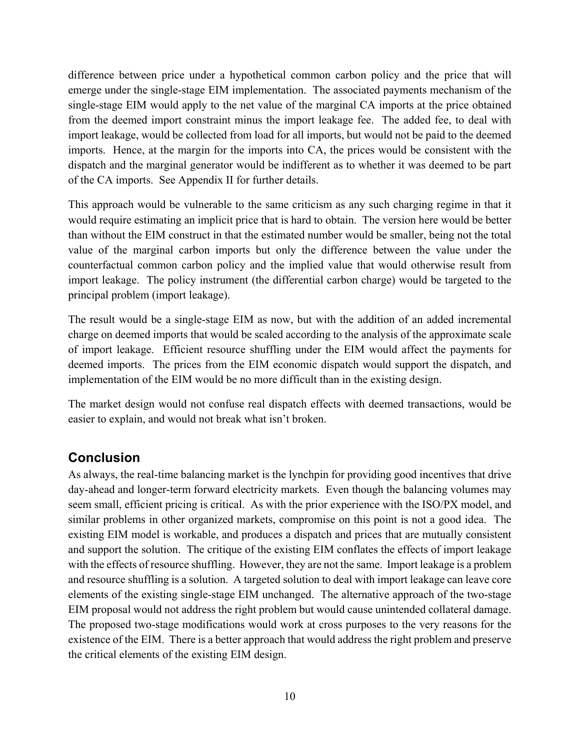difference between price under a hypothetical common carbon policy and the price that will emerge under the single-stage EIM implementation. The associated payments mechanism of the single-stage EIM would apply to the net value of the marginal CA imports at the price obtained from the deemed import constraint minus the import leakage fee. The added fee, to deal with import leakage, would be collected from load for all imports, but would not be paid to the deemed imports. Hence, at the margin for the imports into CA, the prices would be consistent with the dispatch and the marginal generator would be indifferent as to whether it was deemed to be part of the CA imports. See Appendix II for further details.

This approach would be vulnerable to the same criticism as any such charging regime in that it would require estimating an implicit price that is hard to obtain. The version here would be better than without the EIM construct in that the estimated number would be smaller, being not the total value of the marginal carbon imports but only the difference between the value under the counterfactual common carbon policy and the implied value that would otherwise result from import leakage. The policy instrument (the differential carbon charge) would be targeted to the principal problem (import leakage).

The result would be a single-stage EIM as now, but with the addition of an added incremental charge on deemed imports that would be scaled according to the analysis of the approximate scale of import leakage. Efficient resource shuffling under the EIM would affect the payments for deemed imports. The prices from the EIM economic dispatch would support the dispatch, and implementation of the EIM would be no more difficult than in the existing design.

The market design would not confuse real dispatch effects with deemed transactions, would be easier to explain, and would not break what isn't broken.

## Conclusion

As always, the real-time balancing market is the lynchpin for providing good incentives that drive day-ahead and longer-term forward electricity markets. Even though the balancing volumes may seem small, efficient pricing is critical. As with the prior experience with the ISO/PX model, and similar problems in other organized markets, compromise on this point is not a good idea. The existing EIM model is workable, and produces a dispatch and prices that are mutually consistent and support the solution. The critique of the existing EIM conflates the effects of import leakage with the effects of resource shuffling. However, they are not the same. Import leakage is a problem and resource shuffling is a solution. A targeted solution to deal with import leakage can leave core elements of the existing single-stage EIM unchanged. The alternative approach of the two-stage EIM proposal would not address the right problem but would cause unintended collateral damage. The proposed two-stage modifications would work at cross purposes to the very reasons for the existence of the EIM. There is a better approach that would address the right problem and preserve the critical elements of the existing EIM design.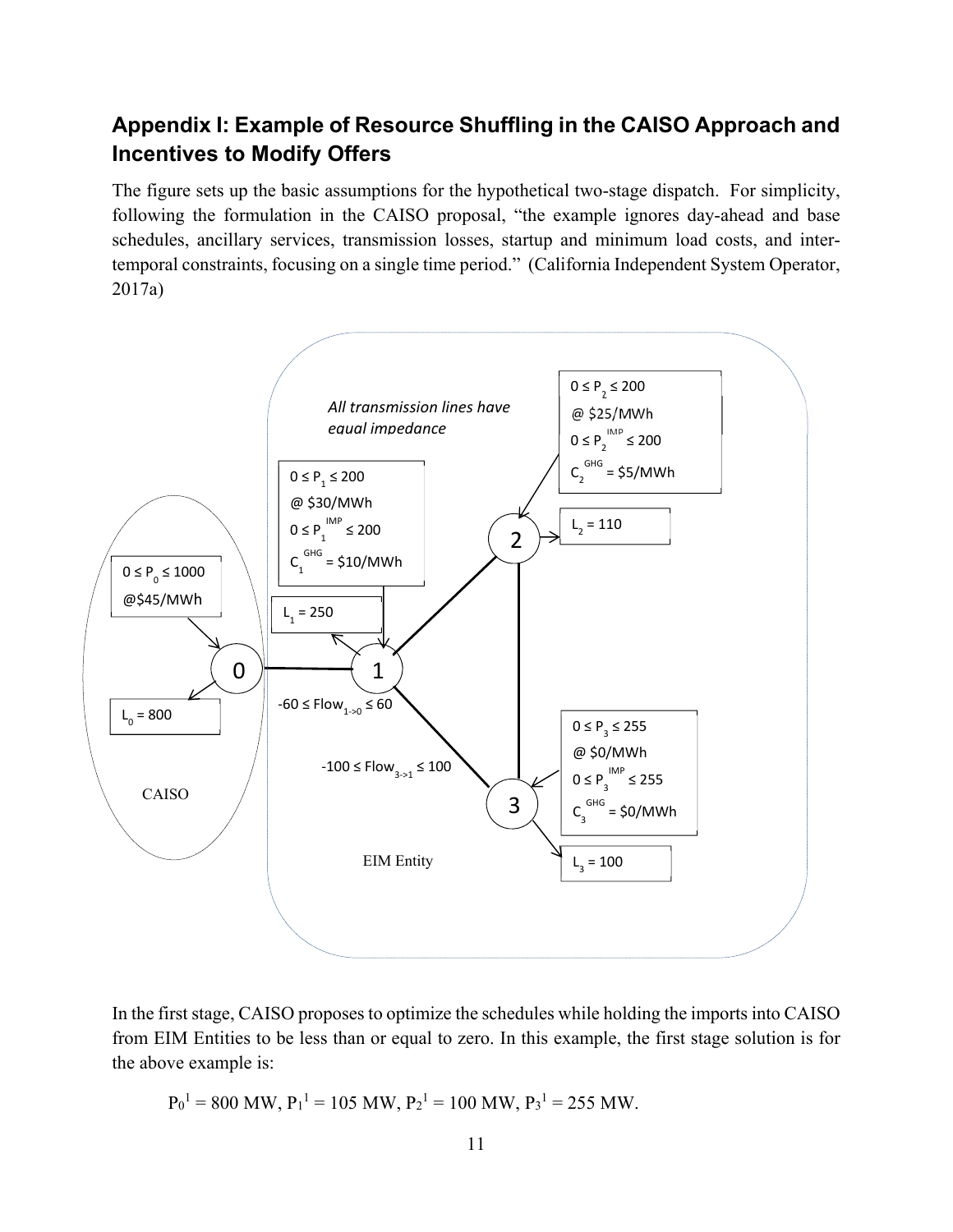## Appendix I: Example of Resource Shuffling in the CAISO Approach and Incentives to Modify Offers

The figure sets up the basic assumptions for the hypothetical two-stage dispatch. For simplicity, following the formulation in the CAISO proposal, "the example ignores day-ahead and base schedules, ancillary services, transmission losses, startup and minimum load costs, and inter-temporal constraints, focusing on a single time period." (California Independent System Operator, 2017a)

*All transmission lines have equal impedance*

CAISO:
- Node 0: $0 \le P_0 \le 1000$ @\$45/MWh; $L_0 = 800$

EIM Entity:
- Node 1: $0 \le P_1 \le 200$ @ \$30/MWh; $0 \le P_1^{IMP} \le 200$; $C_1^{GHG} = \$10/MWh$; $L_1 = 250$
- Node 2: $0 \le P_2 \le 200$ @ \$25/MWh; $0 \le P_2^{IMP} \le 200$; $C_2^{GHG} = \$5/MWh$; $L_2 = 110$
- Node 3: $0 \le P_3 \le 255$ @ \$0/MWh; $0 \le P_3^{IMP} \le 255$; $C_3^{GHG} = \$0/MWh$; $L_3 = 100$

Line limits: $-60 \le Flow_{1\text{->}0} \le 60$; $-100 \le Flow_{3\text{->}1} \le 100$

In the first stage, CAISO proposes to optimize the schedules while holding the imports into CAISO from EIM Entities to be less than or equal to zero. In this example, the first stage solution is for the above example is:

$$P_0^1 = 800 \text{ MW}, P_1^1 = 105 \text{ MW}, P_2^1 = 100 \text{ MW}, P_3^1 = 255 \text{ MW}.$$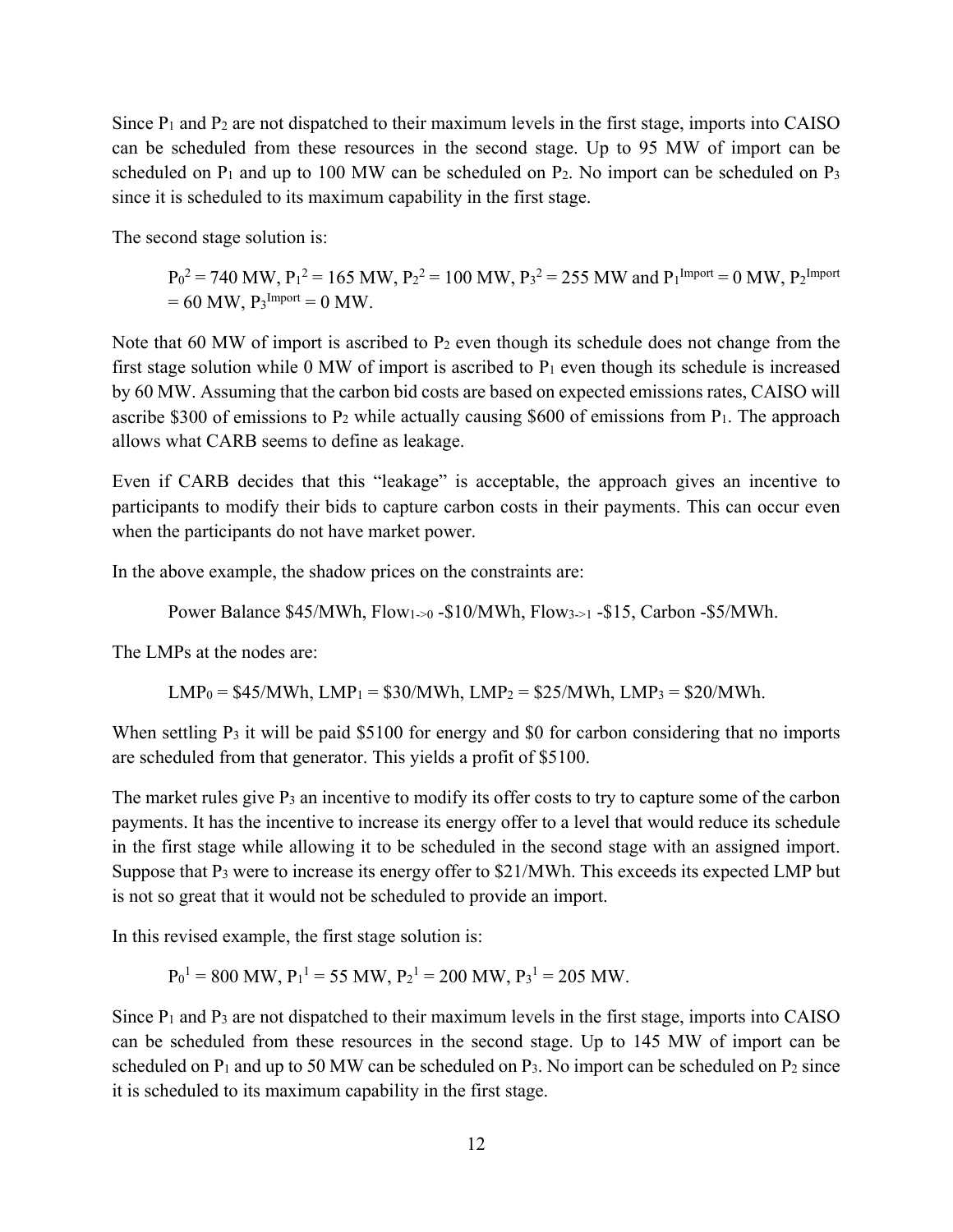Since $P_1$ and $P_2$ are not dispatched to their maximum levels in the first stage, imports into CAISO can be scheduled from these resources in the second stage. Up to 95 MW of import can be scheduled on $P_1$ and up to 100 MW can be scheduled on $P_2$. No import can be scheduled on $P_3$ since it is scheduled to its maximum capability in the first stage.

The second stage solution is:

> $P_0^2$ = 740 MW, $P_1^2$ = 165 MW, $P_2^2$ = 100 MW, $P_3^2$ = 255 MW and $P_1^{Import}$ = 0 MW, $P_2^{Import}$ = 60 MW, $P_3^{Import}$ = 0 MW.

Note that 60 MW of import is ascribed to $P_2$ even though its schedule does not change from the first stage solution while 0 MW of import is ascribed to $P_1$ even though its schedule is increased by 60 MW. Assuming that the carbon bid costs are based on expected emissions rates, CAISO will ascribe \$300 of emissions to $P_2$ while actually causing \$600 of emissions from $P_1$. The approach allows what CARB seems to define as leakage.

Even if CARB decides that this "leakage" is acceptable, the approach gives an incentive to participants to modify their bids to capture carbon costs in their payments. This can occur even when the participants do not have market power.

In the above example, the shadow prices on the constraints are:

> Power Balance \$45/MWh, $Flow_{1\text{->}0}$ -\$10/MWh, $Flow_{3\text{->}1}$ -\$15, Carbon -\$5/MWh.

The LMPs at the nodes are:

> $LMP_0$ = \$45/MWh, $LMP_1$ = \$30/MWh, $LMP_2$ = \$25/MWh, $LMP_3$ = \$20/MWh.

When settling $P_3$ it will be paid \$5100 for energy and \$0 for carbon considering that no imports are scheduled from that generator. This yields a profit of \$5100.

The market rules give $P_3$ an incentive to modify its offer costs to try to capture some of the carbon payments. It has the incentive to increase its energy offer to a level that would reduce its schedule in the first stage while allowing it to be scheduled in the second stage with an assigned import. Suppose that $P_3$ were to increase its energy offer to \$21/MWh. This exceeds its expected LMP but is not so great that it would not be scheduled to provide an import.

In this revised example, the first stage solution is:

> $P_0^1$ = 800 MW, $P_1^1$ = 55 MW, $P_2^1$ = 200 MW, $P_3^1$ = 205 MW.

Since $P_1$ and $P_3$ are not dispatched to their maximum levels in the first stage, imports into CAISO can be scheduled from these resources in the second stage. Up to 145 MW of import can be scheduled on $P_1$ and up to 50 MW can be scheduled on $P_3$. No import can be scheduled on $P_2$ since it is scheduled to its maximum capability in the first stage.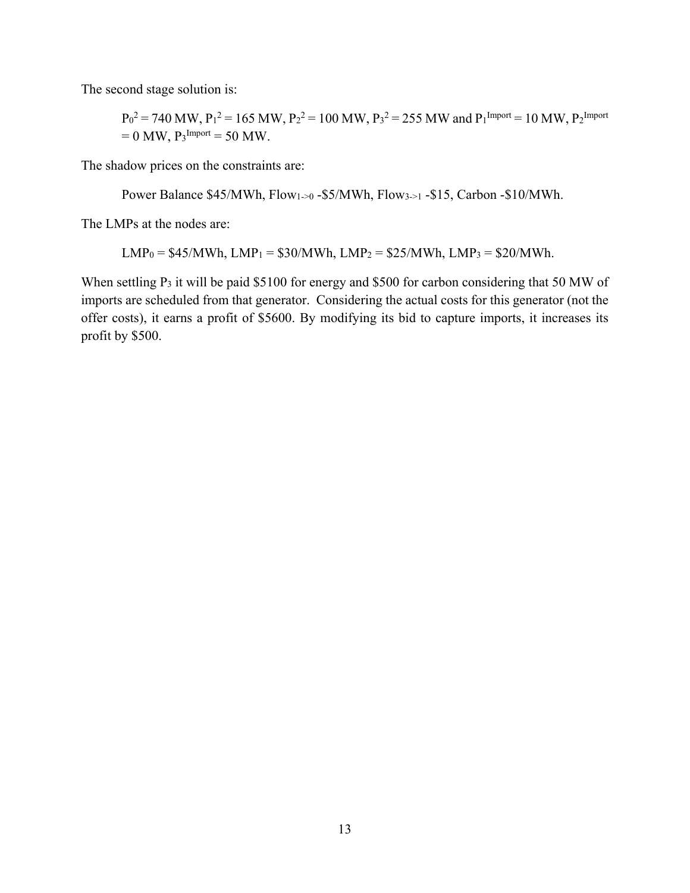The second stage solution is:

> $P_0^2$ = 740 MW, $P_1^2$ = 165 MW, $P_2^2$ = 100 MW, $P_3^2$ = 255 MW and $P_1^{Import}$ = 10 MW, $P_2^{Import}$ = 0 MW, $P_3^{Import}$ = 50 MW.

The shadow prices on the constraints are:

> Power Balance \$45/MWh, $Flow_{1\text{->}0}$ -\$5/MWh, $Flow_{3\text{->}1}$ -\$15, Carbon -\$10/MWh.

The LMPs at the nodes are:

> $LMP_0$ = \$45/MWh, $LMP_1$ = \$30/MWh, $LMP_2$ = \$25/MWh, $LMP_3$ = \$20/MWh.

When settling $P_3$ it will be paid \$5100 for energy and \$500 for carbon considering that 50 MW of imports are scheduled from that generator. Considering the actual costs for this generator (not the offer costs), it earns a profit of \$5600. By modifying its bid to capture imports, it increases its profit by \$500.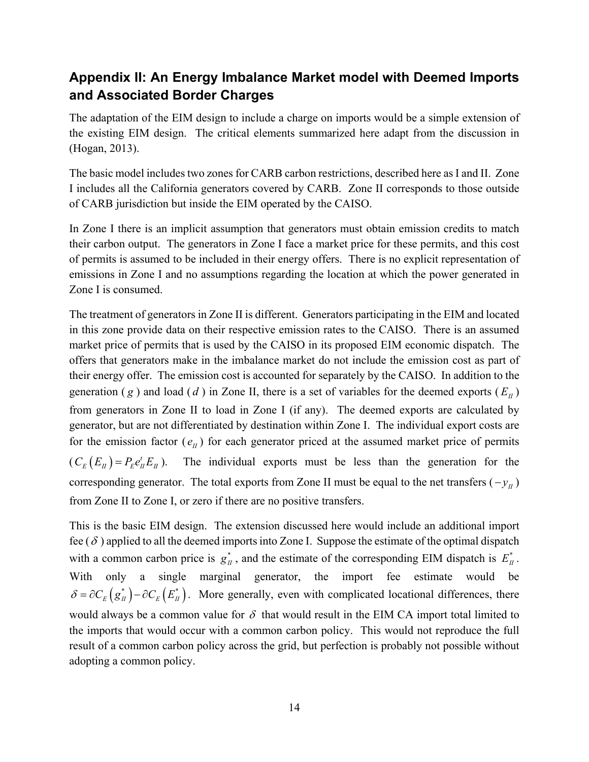## Appendix II: An Energy Imbalance Market model with Deemed Imports and Associated Border Charges

The adaptation of the EIM design to include a charge on imports would be a simple extension of the existing EIM design. The critical elements summarized here adapt from the discussion in (Hogan, 2013).

The basic model includes two zones for CARB carbon restrictions, described here as I and II. Zone I includes all the California generators covered by CARB. Zone II corresponds to those outside of CARB jurisdiction but inside the EIM operated by the CAISO.

In Zone I there is an implicit assumption that generators must obtain emission credits to match their carbon output. The generators in Zone I face a market price for these permits, and this cost of permits is assumed to be included in their energy offers. There is no explicit representation of emissions in Zone I and no assumptions regarding the location at which the power generated in Zone I is consumed.

The treatment of generators in Zone II is different. Generators participating in the EIM and located in this zone provide data on their respective emission rates to the CAISO. There is an assumed market price of permits that is used by the CAISO in its proposed EIM economic dispatch. The offers that generators make in the imbalance market do not include the emission cost as part of their energy offer. The emission cost is accounted for separately by the CAISO. In addition to the generation ( $g$ ) and load ( $d$ ) in Zone II, there is a set of variables for the deemed exports ( $E_{II}$ ) from generators in Zone II to load in Zone I (if any). The deemed exports are calculated by generator, but are not differentiated by destination within Zone I. The individual export costs are for the emission factor ( $e_{II}$ ) for each generator priced at the assumed market price of permits ( $C_E\left(E_{II}\right) = P_E e_{II}^t E_{II}$ ). The individual exports must be less than the generation for the corresponding generator. The total exports from Zone II must be equal to the net transfers ( $-y_{II}$ ) from Zone II to Zone I, or zero if there are no positive transfers.

This is the basic EIM design. The extension discussed here would include an additional import fee ( $\delta$ ) applied to all the deemed imports into Zone I. Suppose the estimate of the optimal dispatch with a common carbon price is $g_{II}^*$, and the estimate of the corresponding EIM dispatch is $E_{II}^*$. With only a single marginal generator, the import fee estimate would be $\delta = \partial C_E\left(g_{II}^*\right) - \partial C_E\left(E_{II}^*\right)$. More generally, even with complicated locational differences, there would always be a common value for $\delta$ that would result in the EIM CA import total limited to the imports that would occur with a common carbon policy. This would not reproduce the full result of a common carbon policy across the grid, but perfection is probably not possible without adopting a common policy.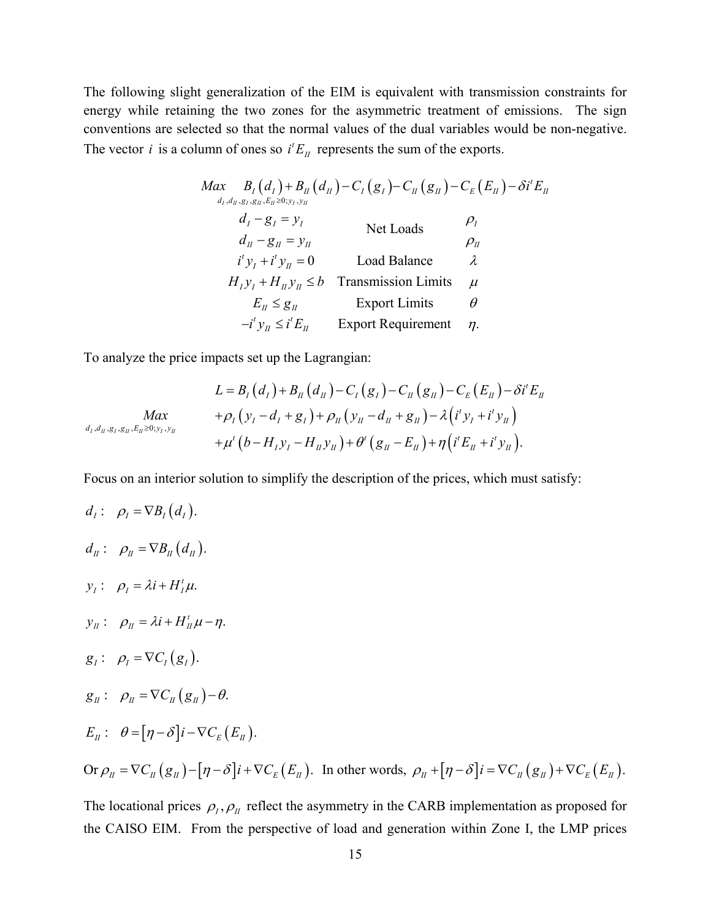The following slight generalization of the EIM is equivalent with transmission constraints for energy while retaining the two zones for the asymmetric treatment of emissions. The sign conventions are selected so that the normal values of the dual variables would be non-negative. The vector $i$ is a column of ones so $i^t E_{II}$ represents the sum of the exports.

$$
\begin{array}{ccc}
\underset{d_I, d_{II}, g_I, g_{II}, E_{II} \geq 0; y_I, y_{II}}{Max} \quad B_I(d_I) + B_{II}(d_{II}) - C_I(g_I) - C_{II}(g_{II}) - C_E(E_{II}) - \delta i^t E_{II} & & \\
d_I - g_I = y_I & \text{Net Loads} & \rho_I \\
d_{II} - g_{II} = y_{II} & & \rho_{II} \\
i^t y_I + i^t y_{II} = 0 & \text{Load Balance} & \lambda \\
H_I y_I + H_{II} y_{II} \leq b & \text{Transmission Limits} & \mu \\
E_{II} \leq g_{II} & \text{Export Limits} & \theta \\
-i^t y_{II} \leq i^t E_{II} & \text{Export Requirement} & \eta.
\end{array}
$$

To analyze the price impacts set up the Lagrangian:

$$
\begin{aligned}
& L = B_I(d_I) + B_{II}(d_{II}) - C_I(g_I) - C_{II}(g_{II}) - C_E(E_{II}) - \delta i^t E_{II} \\
\underset{d_I, d_{II}, g_I, g_{II}, E_{II} \geq 0; y_I, y_{II}}{Max} \quad & +\rho_I(y_I - d_I + g_I) + \rho_{II}(y_{II} - d_{II} + g_{II}) - \lambda(i^t y_I + i^t y_{II}) \\
& +\mu^t(b - H_I y_I - H_{II} y_{II}) + \theta^t(g_{II} - E_{II}) + \eta(i^t E_{II} + i^t y_{II}).
\end{aligned}
$$

Focus on an interior solution to simplify the description of the prices, which must satisfy:

$d_I: \quad \rho_I = \nabla B_I(d_I).$

$d_{II}: \quad \rho_{II} = \nabla B_{II}(d_{II}).$

$y_I: \quad \rho_I = \lambda i + H_I^t \mu.$

$y_{II}: \quad \rho_{II} = \lambda i + H_{II}^t \mu - \eta.$

$g_I: \quad \rho_I = \nabla C_I(g_I).$

$g_{II}: \quad \rho_{II} = \nabla C_{II}(g_{II}) - \theta.$

$E_{II}: \quad \theta = [\eta - \delta] i - \nabla C_E(E_{II}).$

Or $\rho_{II} = \nabla C_{II}(g_{II}) - [\eta - \delta] i + \nabla C_E(E_{II})$. In other words, $\rho_{II} + [\eta - \delta] i = \nabla C_{II}(g_{II}) + \nabla C_E(E_{II})$.

The locational prices $\rho_I, \rho_{II}$ reflect the asymmetry in the CARB implementation as proposed for the CAISO EIM. From the perspective of load and generation within Zone I, the LMP prices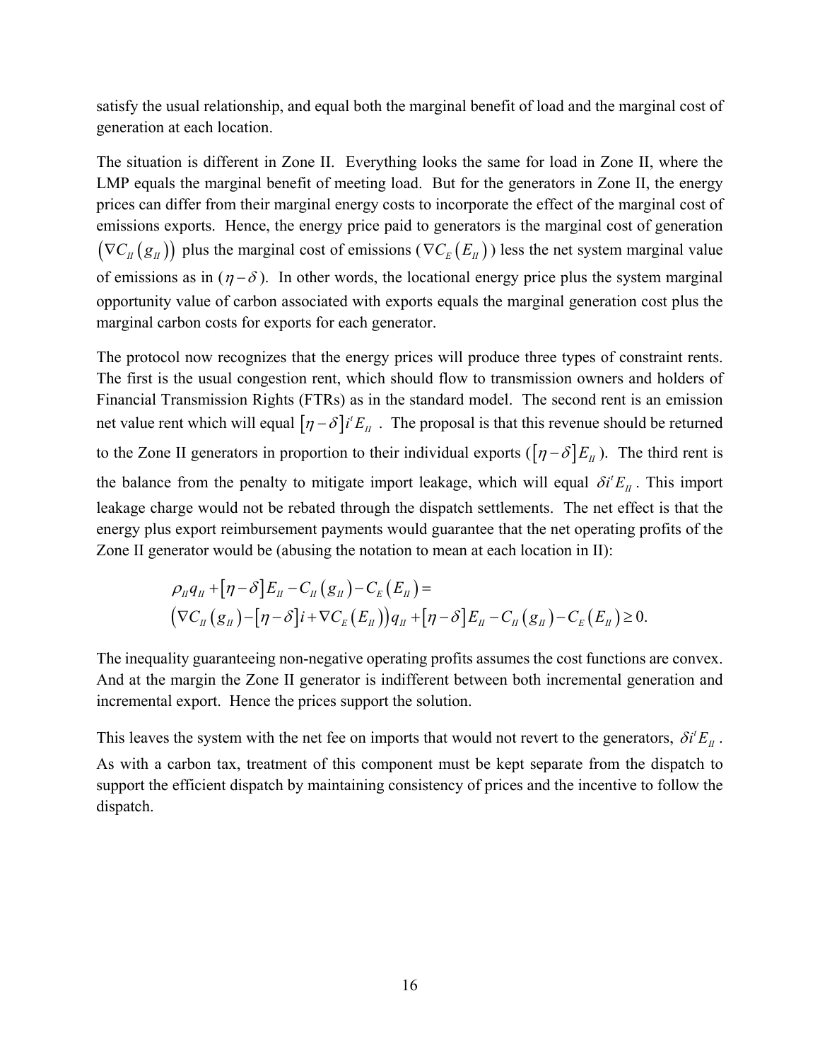satisfy the usual relationship, and equal both the marginal benefit of load and the marginal cost of generation at each location.

The situation is different in Zone II. Everything looks the same for load in Zone II, where the LMP equals the marginal benefit of meeting load. But for the generators in Zone II, the energy prices can differ from their marginal energy costs to incorporate the effect of the marginal cost of emissions exports. Hence, the energy price paid to generators is the marginal cost of generation $\left(\nabla C_{II}\left(g_{II}\right)\right)$ plus the marginal cost of emissions ($\nabla C_E\left(E_{II}\right)$) less the net system marginal value of emissions as in ($\eta - \delta$). In other words, the locational energy price plus the system marginal opportunity value of carbon associated with exports equals the marginal generation cost plus the marginal carbon costs for exports for each generator.

The protocol now recognizes that the energy prices will produce three types of constraint rents. The first is the usual congestion rent, which should flow to transmission owners and holders of Financial Transmission Rights (FTRs) as in the standard model. The second rent is an emission net value rent which will equal $\left[\eta - \delta\right] i^t E_{II}$. The proposal is that this revenue should be returned to the Zone II generators in proportion to their individual exports ($\left[\eta - \delta\right] E_{II}$). The third rent is the balance from the penalty to mitigate import leakage, which will equal $\delta i^t E_{II}$. This import leakage charge would not be rebated through the dispatch settlements. The net effect is that the energy plus export reimbursement payments would guarantee that the net operating profits of the Zone II generator would be (abusing the notation to mean at each location in II):

$$
\begin{aligned}
&\rho_{II} q_{II} + \left[\eta - \delta\right] E_{II} - C_{II}\left(g_{II}\right) - C_E\left(E_{II}\right) = \\
&\left(\nabla C_{II}\left(g_{II}\right) - \left[\eta - \delta\right] i + \nabla C_E\left(E_{II}\right)\right) q_{II} + \left[\eta - \delta\right] E_{II} - C_{II}\left(g_{II}\right) - C_E\left(E_{II}\right) \geq 0.
\end{aligned}
$$

The inequality guaranteeing non-negative operating profits assumes the cost functions are convex. And at the margin the Zone II generator is indifferent between both incremental generation and incremental export. Hence the prices support the solution.

This leaves the system with the net fee on imports that would not revert to the generators, $\delta i^t E_{II}$. As with a carbon tax, treatment of this component must be kept separate from the dispatch to support the efficient dispatch by maintaining consistency of prices and the incentive to follow the dispatch.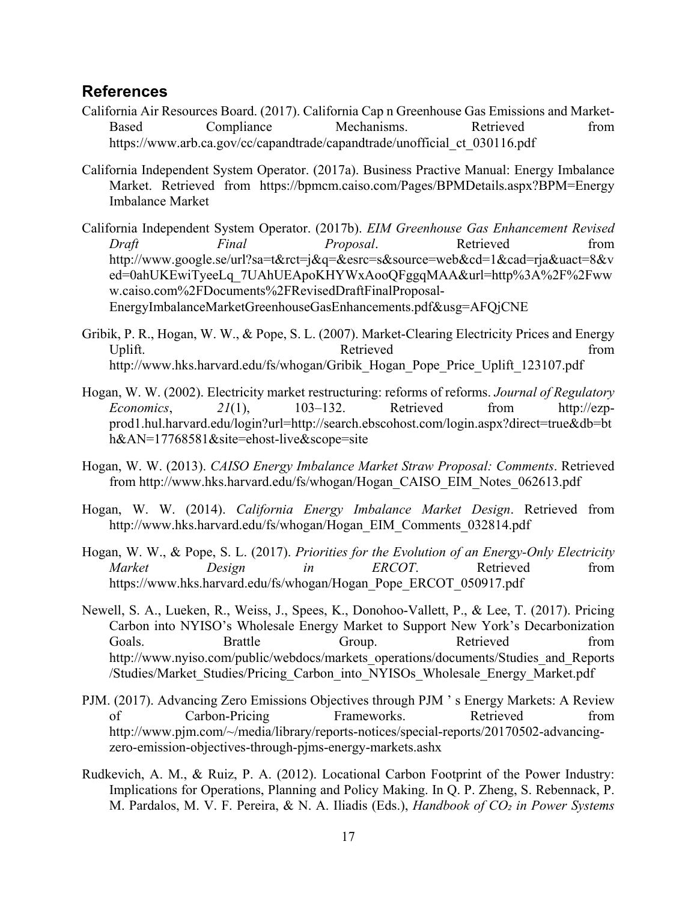## References

California Air Resources Board. (2017). California Cap n Greenhouse Gas Emissions and Market-Based Compliance Mechanisms. Retrieved from https://www.arb.ca.gov/cc/capandtrade/capandtrade/unofficial_ct_030116.pdf

California Independent System Operator. (2017a). Business Practive Manual: Energy Imbalance Market. Retrieved from https://bpmcm.caiso.com/Pages/BPMDetails.aspx?BPM=Energy Imbalance Market

California Independent System Operator. (2017b). *EIM Greenhouse Gas Enhancement Revised Draft Final Proposal*. Retrieved from http://www.google.se/url?sa=t&rct=j&q=&esrc=s&source=web&cd=1&cad=rja&uact=8&ved=0ahUKEwiTyeeLq_7UAhUEApoKHYWxAooQFggqMAA&url=http%3A%2F%2Fwww.caiso.com%2FDocuments%2FRevisedDraftFinalProposal-EnergyImbalanceMarketGreenhouseGasEnhancements.pdf&usg=AFQjCNE

Gribik, P. R., Hogan, W. W., & Pope, S. L. (2007). Market-Clearing Electricity Prices and Energy Uplift. Retrieved from http://www.hks.harvard.edu/fs/whogan/Gribik_Hogan_Pope_Price_Uplift_123107.pdf

Hogan, W. W. (2002). Electricity market restructuring: reforms of reforms. *Journal of Regulatory Economics*, *21*(1), 103–132. Retrieved from http://ezp-prod1.hul.harvard.edu/login?url=http://search.ebscohost.com/login.aspx?direct=true&db=bth&AN=17768581&site=ehost-live&scope=site

Hogan, W. W. (2013). *CAISO Energy Imbalance Market Straw Proposal: Comments*. Retrieved from http://www.hks.harvard.edu/fs/whogan/Hogan_CAISO_EIM_Notes_062613.pdf

Hogan, W. W. (2014). *California Energy Imbalance Market Design*. Retrieved from http://www.hks.harvard.edu/fs/whogan/Hogan_EIM_Comments_032814.pdf

Hogan, W. W., & Pope, S. L. (2017). *Priorities for the Evolution of an Energy-Only Electricity Market Design in ERCOT*. Retrieved from https://www.hks.harvard.edu/fs/whogan/Hogan_Pope_ERCOT_050917.pdf

Newell, S. A., Lueken, R., Weiss, J., Spees, K., Donohoo-Vallett, P., & Lee, T. (2017). Pricing Carbon into NYISO's Wholesale Energy Market to Support New York's Decarbonization Goals. Brattle Group. Retrieved from http://www.nyiso.com/public/webdocs/markets_operations/documents/Studies_and_Reports/Studies/Market_Studies/Pricing_Carbon_into_NYISOs_Wholesale_Energy_Market.pdf

PJM. (2017). Advancing Zero Emissions Objectives through PJM ' s Energy Markets: A Review of Carbon-Pricing Frameworks. Retrieved from http://www.pjm.com/~/media/library/reports-notices/special-reports/20170502-advancing-zero-emission-objectives-through-pjms-energy-markets.ashx

Rudkevich, A. M., & Ruiz, P. A. (2012). Locational Carbon Footprint of the Power Industry: Implications for Operations, Planning and Policy Making. In Q. P. Zheng, S. Rebennack, P. M. Pardalos, M. V. F. Pereira, & N. A. Iliadis (Eds.), *Handbook of $CO_2$ in Power Systems*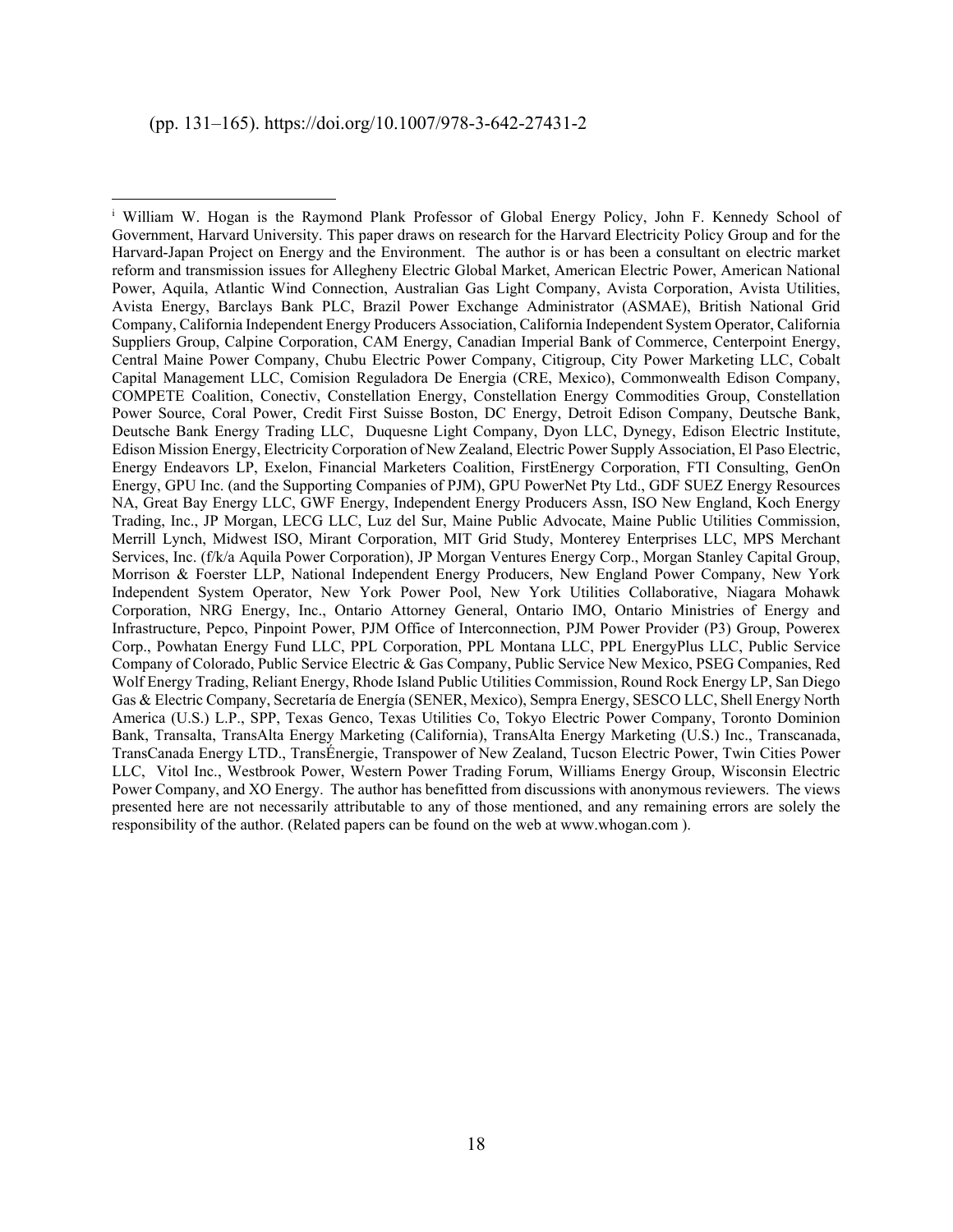(pp. 131–165). https://doi.org/10.1007/978-3-642-27431-2

---

[i] William W. Hogan is the Raymond Plank Professor of Global Energy Policy, John F. Kennedy School of Government, Harvard University. This paper draws on research for the Harvard Electricity Policy Group and for the Harvard-Japan Project on Energy and the Environment. The author is or has been a consultant on electric market reform and transmission issues for Allegheny Electric Global Market, American Electric Power, American National Power, Aquila, Atlantic Wind Connection, Australian Gas Light Company, Avista Corporation, Avista Utilities, Avista Energy, Barclays Bank PLC, Brazil Power Exchange Administrator (ASMAE), British National Grid Company, California Independent Energy Producers Association, California Independent System Operator, California Suppliers Group, Calpine Corporation, CAM Energy, Canadian Imperial Bank of Commerce, Centerpoint Energy, Central Maine Power Company, Chubu Electric Power Company, Citigroup, City Power Marketing LLC, Cobalt Capital Management LLC, Comision Reguladora De Energia (CRE, Mexico), Commonwealth Edison Company, COMPETE Coalition, Conectiv, Constellation Energy, Constellation Energy Commodities Group, Constellation Power Source, Coral Power, Credit First Suisse Boston, DC Energy, Detroit Edison Company, Deutsche Bank, Deutsche Bank Energy Trading LLC, Duquesne Light Company, Dyon LLC, Dynegy, Edison Electric Institute, Edison Mission Energy, Electricity Corporation of New Zealand, Electric Power Supply Association, El Paso Electric, Energy Endeavors LP, Exelon, Financial Marketers Coalition, FirstEnergy Corporation, FTI Consulting, GenOn Energy, GPU Inc. (and the Supporting Companies of PJM), GPU PowerNet Pty Ltd., GDF SUEZ Energy Resources NA, Great Bay Energy LLC, GWF Energy, Independent Energy Producers Assn, ISO New England, Koch Energy Trading, Inc., JP Morgan, LECG LLC, Luz del Sur, Maine Public Advocate, Maine Public Utilities Commission, Merrill Lynch, Midwest ISO, Mirant Corporation, MIT Grid Study, Monterey Enterprises LLC, MPS Merchant Services, Inc. (f/k/a Aquila Power Corporation), JP Morgan Ventures Energy Corp., Morgan Stanley Capital Group, Morrison & Foerster LLP, National Independent Energy Producers, New England Power Company, New York Independent System Operator, New York Power Pool, New York Utilities Collaborative, Niagara Mohawk Corporation, NRG Energy, Inc., Ontario Attorney General, Ontario IMO, Ontario Ministries of Energy and Infrastructure, Pepco, Pinpoint Power, PJM Office of Interconnection, PJM Power Provider (P3) Group, Powerex Corp., Powhatan Energy Fund LLC, PPL Corporation, PPL Montana LLC, PPL EnergyPlus LLC, Public Service Company of Colorado, Public Service Electric & Gas Company, Public Service New Mexico, PSEG Companies, Red Wolf Energy Trading, Reliant Energy, Rhode Island Public Utilities Commission, Round Rock Energy LP, San Diego Gas & Electric Company, Secretaría de Energía (SENER, Mexico), Sempra Energy, SESCO LLC, Shell Energy North America (U.S.) L.P., SPP, Texas Genco, Texas Utilities Co, Tokyo Electric Power Company, Toronto Dominion Bank, Transalta, TransAlta Energy Marketing (California), TransAlta Energy Marketing (U.S.) Inc., Transcanada, TransCanada Energy LTD., TransÉnergie, Transpower of New Zealand, Tucson Electric Power, Twin Cities Power LLC, Vitol Inc., Westbrook Power, Western Power Trading Forum, Williams Energy Group, Wisconsin Electric Power Company, and XO Energy. The author has benefitted from discussions with anonymous reviewers. The views presented here are not necessarily attributable to any of those mentioned, and any remaining errors are solely the responsibility of the author. (Related papers can be found on the web at www.whogan.com ).